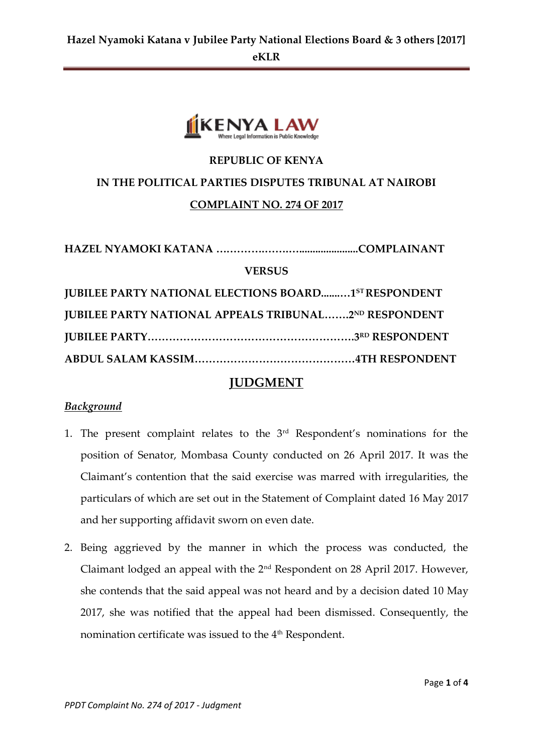**REPUBLIC OF KENYA**

**IN THE POLITICAL PARTIES DISPUTES TRIBUNAL AT NAIROBI**

**COMPLAINT NO. 274 OF 2017**

**HAZEL NYAMOKI KATANA …………..……..…....................COMPLAINANT**

**VERSUS**

**JUBILEE PARTY NATIONAL ELECTIONS BOARD.........1ST RESPONDENT**

**JUBILEE PARTY NATIONAL APPEALS TRIBUNAL…….2ND RESPONDENT**

**JUBILEE PARTY………………………………………………….3RD RESPONDENT**

**ABDUL SALAM KASSIM………………………………………4TH RESPONDENT**

# JUDGMENT

***Background***

1. The present complaint relates to the 3rd Respondent's nominations for the position of Senator, Mombasa County conducted on 26 April 2017. It was the Claimant's contention that the said exercise was marred with irregularities, the particulars of which are set out in the Statement of Complaint dated 16 May 2017 and her supporting affidavit sworn on even date.

2. Being aggrieved by the manner in which the process was conducted, the Claimant lodged an appeal with the 2nd Respondent on 28 April 2017. However, she contends that the said appeal was not heard and by a decision dated 10 May 2017, she was notified that the appeal had been dismissed. Consequently, the nomination certificate was issued to the 4th Respondent.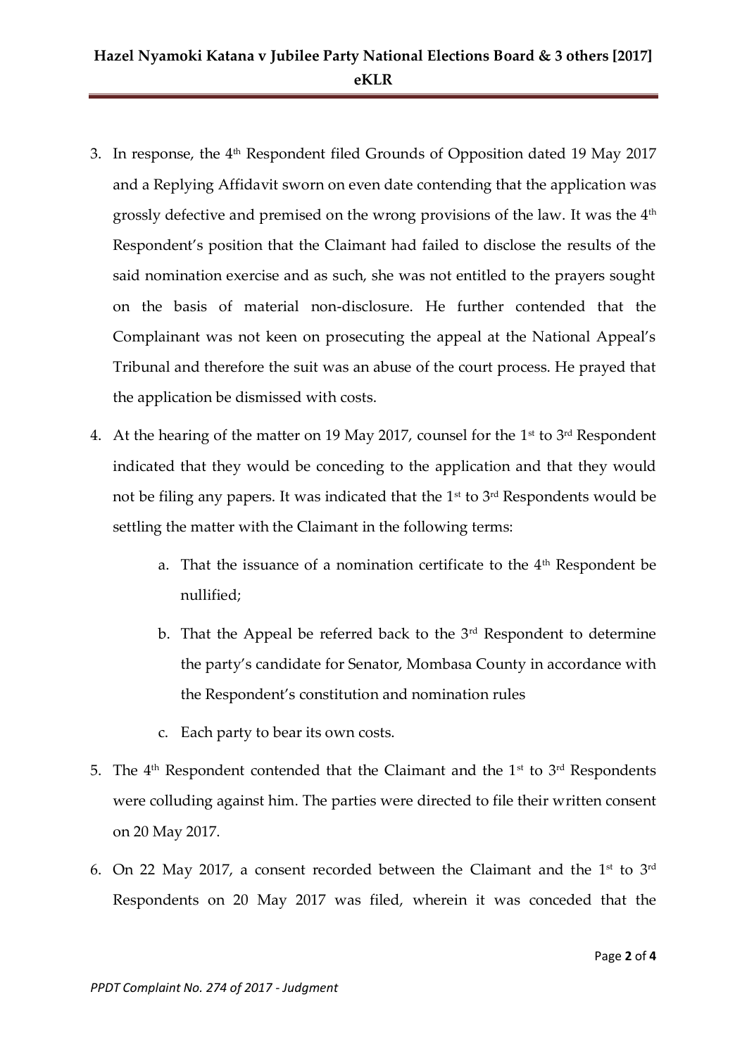3. In response, the 4th Respondent filed Grounds of Opposition dated 19 May 2017 and a Replying Affidavit sworn on even date contending that the application was grossly defective and premised on the wrong provisions of the law. It was the 4th Respondent's position that the Claimant had failed to disclose the results of the said nomination exercise and as such, she was not entitled to the prayers sought on the basis of material non-disclosure. He further contended that the Complainant was not keen on prosecuting the appeal at the National Appeal's Tribunal and therefore the suit was an abuse of the court process. He prayed that the application be dismissed with costs.

4. At the hearing of the matter on 19 May 2017, counsel for the 1st to 3rd Respondent indicated that they would be conceding to the application and that they would not be filing any papers. It was indicated that the 1st to 3rd Respondents would be settling the matter with the Claimant in the following terms:

    a. That the issuance of a nomination certificate to the 4th Respondent be nullified;

    b. That the Appeal be referred back to the 3rd Respondent to determine the party's candidate for Senator, Mombasa County in accordance with the Respondent's constitution and nomination rules

    c. Each party to bear its own costs.

5. The 4th Respondent contended that the Claimant and the 1st to 3rd Respondents were colluding against him. The parties were directed to file their written consent on 20 May 2017.

6. On 22 May 2017, a consent recorded between the Claimant and the 1st to 3rd Respondents on 20 May 2017 was filed, wherein it was conceded that the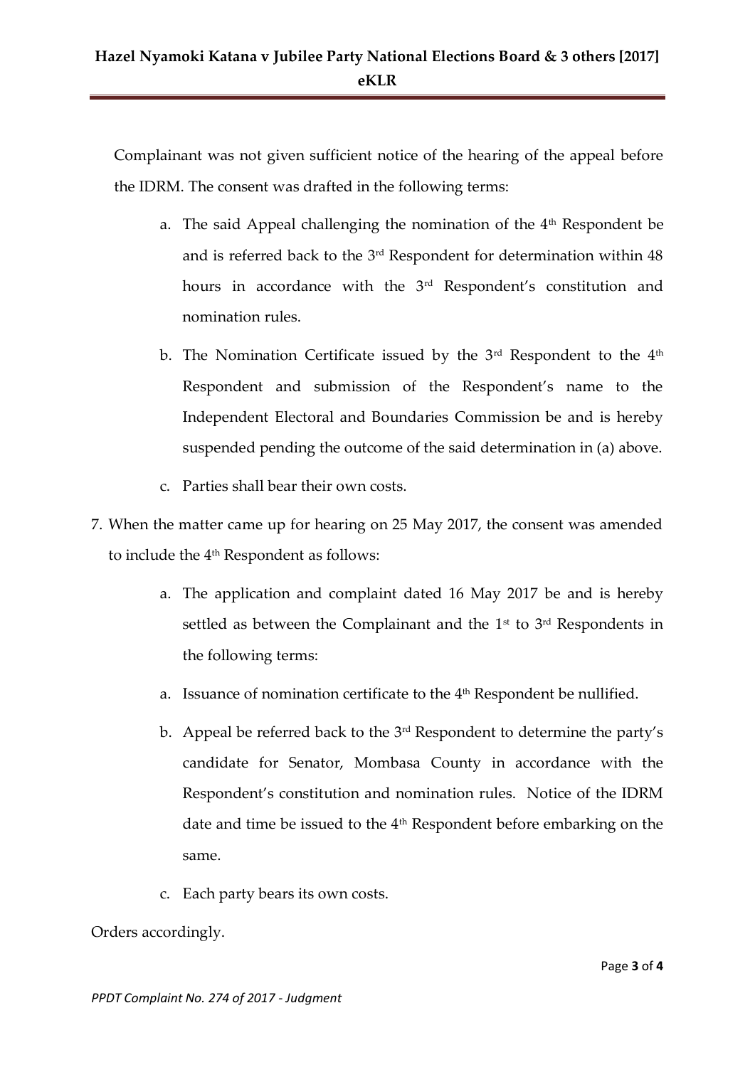Complainant was not given sufficient notice of the hearing of the appeal before the IDRM. The consent was drafted in the following terms:

a. The said Appeal challenging the nomination of the 4th Respondent be and is referred back to the 3rd Respondent for determination within 48 hours in accordance with the 3rd Respondent's constitution and nomination rules.

b. The Nomination Certificate issued by the 3rd Respondent to the 4th Respondent and submission of the Respondent's name to the Independent Electoral and Boundaries Commission be and is hereby suspended pending the outcome of the said determination in (a) above.

c. Parties shall bear their own costs.

7. When the matter came up for hearing on 25 May 2017, the consent was amended to include the 4th Respondent as follows:

a. The application and complaint dated 16 May 2017 be and is hereby settled as between the Complainant and the 1st to 3rd Respondents in the following terms:

a. Issuance of nomination certificate to the 4th Respondent be nullified.

b. Appeal be referred back to the 3rd Respondent to determine the party's candidate for Senator, Mombasa County in accordance with the Respondent's constitution and nomination rules. Notice of the IDRM date and time be issued to the 4th Respondent before embarking on the same.

c. Each party bears its own costs.

Orders accordingly.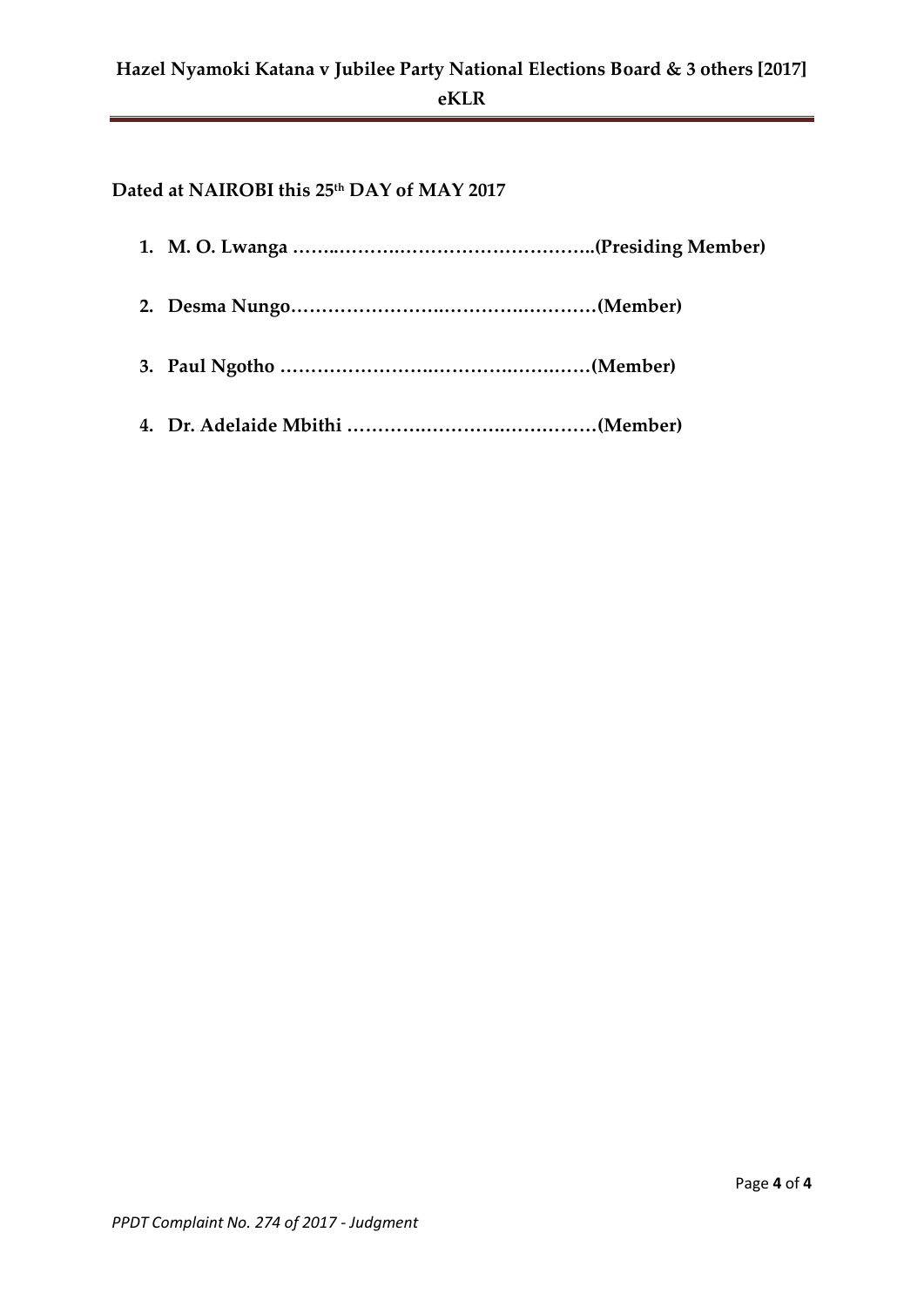**Dated at NAIROBI this 25th DAY of MAY 2017**

1. **M. O. Lwanga ……..……….…………………………..(Presiding Member)**

2. **Desma Nungo…………………..……….….………(Member)**

3. **Paul Ngotho ………………….……….….….……(Member)**

4. **Dr. Adelaide Mbithi ……….………….……………(Member)**